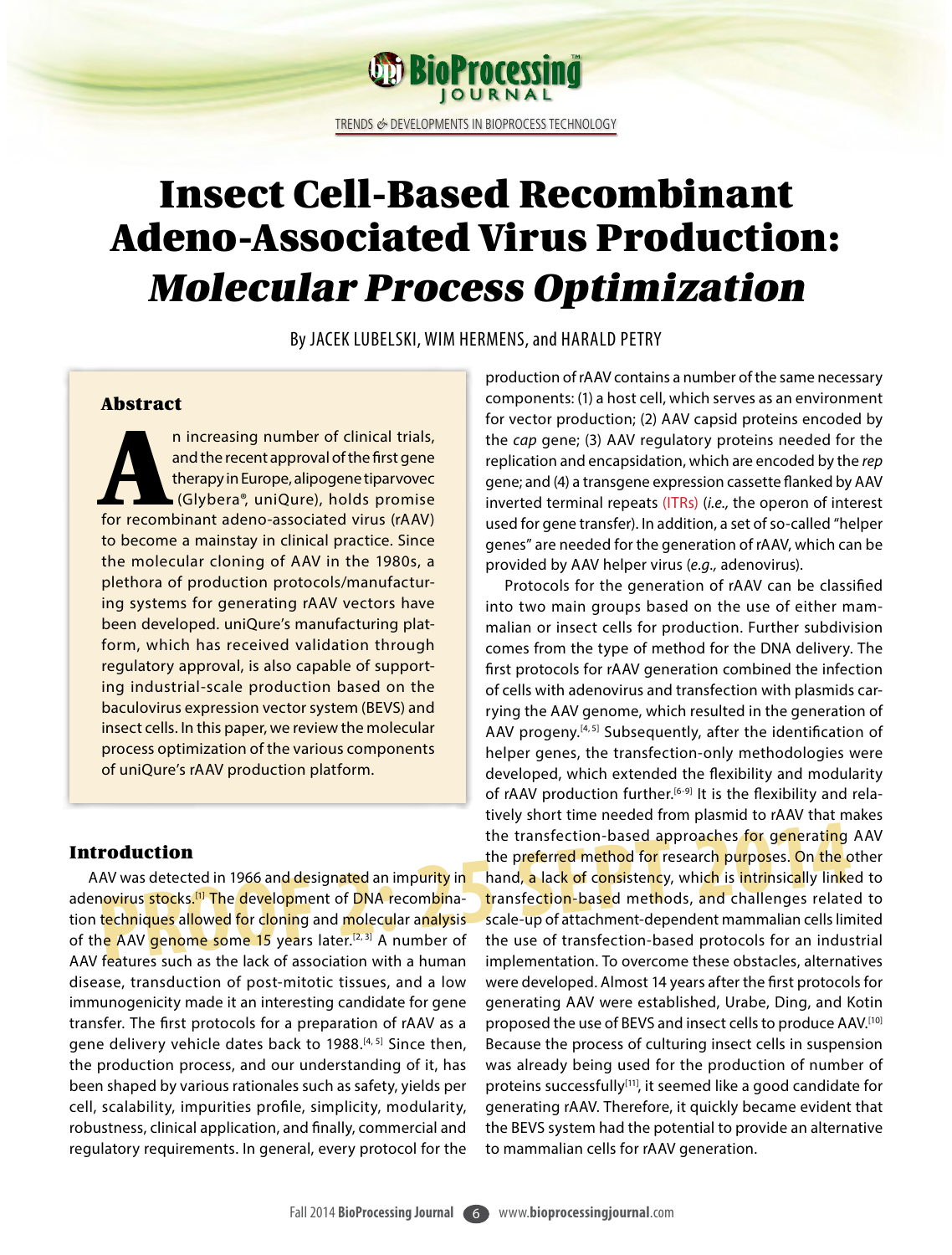# Insect Cell-Based Recombinant Adeno-Associated Virus Production: *Molecular Process Optimization*

By JACEK LUBELSKI, WIM HERMENS, and HARALD PETRY

## Abstract

An increasing number of clinical trials, and the recent approval of the first gene therapy in Europe, alipogene tiparvovec (Glybera®, uniQure), holds promise for recombinant adeno-associated virus (rAAV) to become a mainstay in clinical practice. Since the molecular cloning of AAV in the 1980s, a plethora of production protocols/manufacturing systems for generating rAAV vectors have been developed. uniQure's manufacturing platform, which has received validation through regulatory approval, is also capable of supporting industrial-scale production based on the baculovirus expression vector system (BEVS) and insect cells. In this paper, we review the molecular process optimization of the various components of uniQure's rAAV production platform.

## Introduction

AAV was detected in 1966 and designated an impurity in adenovirus stocks.[1] The development of DNA recombination techniques allowed for cloning and molecular analysis of the AAV genome some 15 years later.[2, 3] A number of AAV features such as the lack of association with a human disease, transduction of post-mitotic tissues, and a low immunogenicity made it an interesting candidate for gene transfer. The first protocols for a preparation of rAAV as a gene delivery vehicle dates back to 1988.[4, 5] Since then, the production process, and our understanding of it, has been shaped by various rationales such as safety, yields per cell, scalability, impurities profile, simplicity, modularity, robustness, clinical application, and finally, commercial and regulatory requirements. In general, every protocol for the production of rAAV contains a number of the same necessary components: (1) a host cell, which serves as an environment for vector production; (2) AAV capsid proteins encoded by the *cap* gene; (3) AAV regulatory proteins needed for the replication and encapsidation, which are encoded by the *rep* gene; and (4) a transgene expression cassette flanked by AAV inverted terminal repeats (ITRs) (*i.e.,* the operon of interest used for gene transfer). In addition, a set of so-called "helper genes" are needed for the generation of rAAV, which can be provided by AAV helper virus (*e.g.,* adenovirus).

Protocols for the generation of rAAV can be classified into two main groups based on the use of either mammalian or insect cells for production. Further subdivision comes from the type of method for the DNA delivery. The first protocols for rAAV generation combined the infection of cells with adenovirus and transfection with plasmids carrying the AAV genome, which resulted in the generation of AAV progeny.[4, 5] Subsequently, after the identification of helper genes, the transfection-only methodologies were developed, which extended the flexibility and modularity of rAAV production further.[6-9] It is the flexibility and relatively short time needed from plasmid to rAAV that makes the transfection-based approaches for generating AAV the preferred method for research purposes. On the other hand, a lack of consistency, which is intrinsically linked to transfection-based methods, and challenges related to scale-up of attachment-dependent mammalian cells limited the use of transfection-based protocols for an industrial implementation. To overcome these obstacles, alternatives were developed. Almost 14 years after the first protocols for generating AAV were established, Urabe, Ding, and Kotin proposed the use of BEVS and insect cells to produce AAV.[10] Because the process of culturing insect cells in suspension was already being used for the production of number of proteins successfully[11], it seemed like a good candidate for generating rAAV. Therefore, it quickly became evident that the BEVS system had the potential to provide an alternative to mammalian cells for rAAV generation.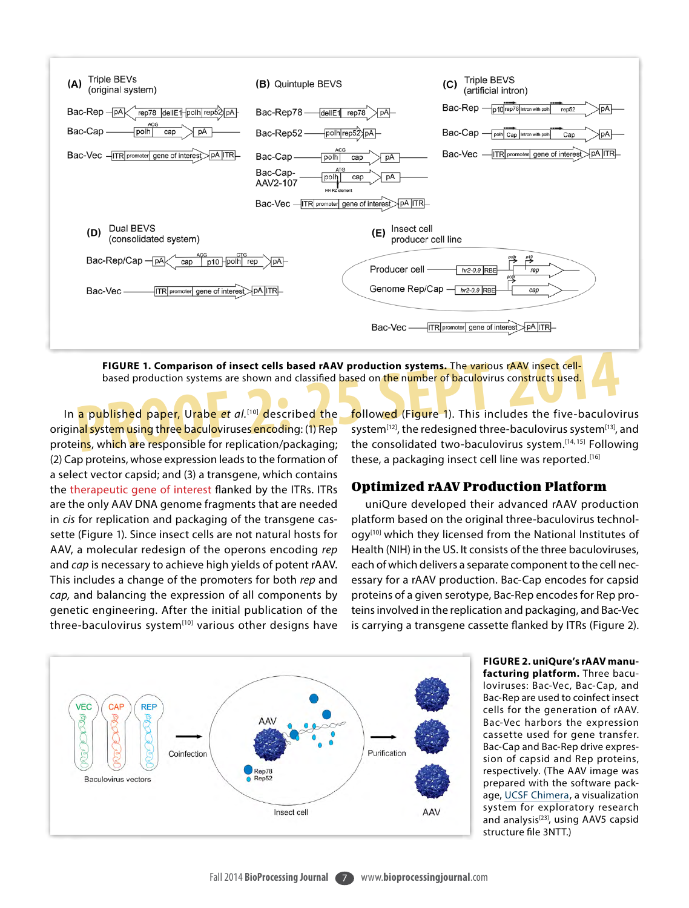**FIGURE 1. Comparison of insect cells based rAAV production systems.** The various rAAV insect cell-based production systems are shown and classified based on the number of baculovirus constructs used.

In a published paper, Urabe *et al.*[10] described the original system using three baculoviruses encoding: (1) Rep proteins, which are responsible for replication/packaging; (2) Cap proteins, whose expression leads to the formation of a select vector capsid; and (3) a transgene, which contains the therapeutic gene of interest flanked by the ITRs. ITRs are the only AAV DNA genome fragments that are needed in *cis* for replication and packaging of the transgene cassette (Figure 1). Since insect cells are not natural hosts for AAV, a molecular redesign of the operons encoding *rep* and *cap* is necessary to achieve high yields of potent rAAV. This includes a change of the promoters for both *rep* and *cap,* and balancing the expression of all components by genetic engineering. After the initial publication of the three-baculovirus system[10] various other designs have followed (Figure 1). This includes the five-baculovirus system[12], the redesigned three-baculovirus system[13], and the consolidated two-baculovirus system.[14, 15] Following these, a packaging insect cell line was reported.[16]

## Optimized rAAV Production Platform

uniQure developed their advanced rAAV production platform based on the original three-baculovirus technology[10] which they licensed from the National Institutes of Health (NIH) in the US. It consists of the three baculoviruses, each of which delivers a separate component to the cell necessary for a rAAV production. Bac-Cap encodes for capsid proteins of a given serotype, Bac-Rep encodes for Rep proteins involved in the replication and packaging, and Bac-Vec is carrying a transgene cassette flanked by ITRs (Figure 2).

**FIGURE 2. uniQure's rAAV manufacturing platform.** Three baculoviruses: Bac-Vec, Bac-Cap, and Bac-Rep are used to coinfect insect cells for the generation of rAAV. Bac-Vec harbors the expression cassette used for gene transfer. Bac-Cap and Bac-Rep drive expression of capsid and Rep proteins, respectively. (The AAV image was prepared with the software package, UCSF Chimera, a visualization system for exploratory research and analysis[23], using AAV5 capsid structure file 3NTT.)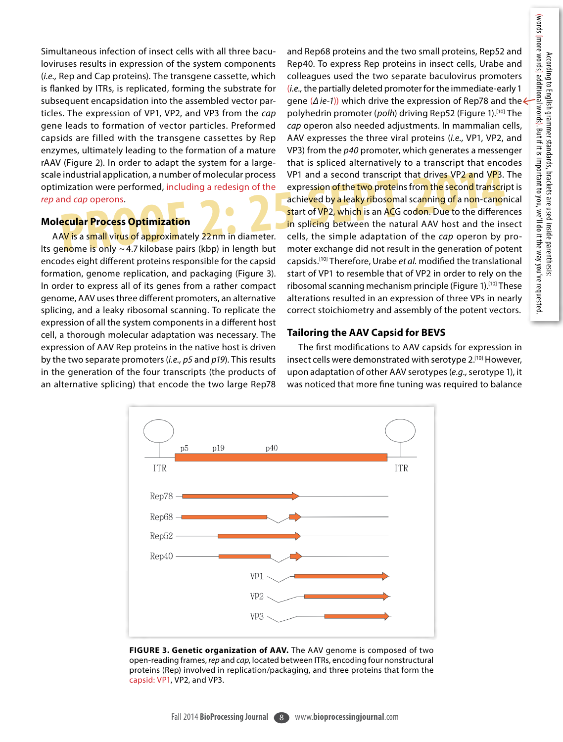Simultaneous infection of insect cells with all three baculoviruses results in expression of the system components (*i.e.,* Rep and Cap proteins). The transgene cassette, which is flanked by ITRs, is replicated, forming the substrate for subsequent encapsidation into the assembled vector particles. The expression of VP1, VP2, and VP3 from the *cap* gene leads to formation of vector particles. Preformed capsids are filled with the transgene cassettes by Rep enzymes, ultimately leading to the formation of a mature rAAV (Figure 2). In order to adapt the system for a large-scale industrial application, a number of molecular process optimization were performed, including a redesign of the *rep* and *cap* operons.

### Molecular Process Optimization

AAV is a small virus of approximately 22 nm in diameter. Its genome is only ~4.7 kilobase pairs (kbp) in length but encodes eight different proteins responsible for the capsid formation, genome replication, and packaging (Figure 3). In order to express all of its genes from a rather compact genome, AAV uses three different promoters, an alternative splicing, and a leaky ribosomal scanning. To replicate the expression of all the system components in a different host cell, a thorough molecular adaptation was necessary. The expression of AAV Rep proteins in the native host is driven by the two separate promoters (*i.e., p5* and *p19*). This results in the generation of the four transcripts (the products of an alternative splicing) that encode the two large Rep78 and Rep68 proteins and the two small proteins, Rep52 and Rep40. To express Rep proteins in insect cells, Urabe and colleagues used the two separate baculovirus promoters (*i.e.,* the partially deleted promoter for the immediate-early 1 gene (*Δie-1*)) which drive the expression of Rep78 and the polyhedrin promoter (*polh*) driving Rep52 (Figure 1).[10] The *cap* operon also needed adjustments. In mammalian cells, AAV expresses the three viral proteins (*i.e.,* VP1, VP2, and VP3) from the *p40* promoter, which generates a messenger that is spliced alternatively to a transcript that encodes VP1 and a second transcript that drives VP2 and VP3. The expression of the two proteins from the second transcript is achieved by a leaky ribosomal scanning of a non-canonical start of VP2, which is an ACG codon. Due to the differences in splicing between the natural AAV host and the insect cells, the simple adaptation of the *cap* operon by promoter exchange did not result in the generation of potent capsids.[10] Therefore, Urabe *et al.* modified the translational start of VP1 to resemble that of VP2 in order to rely on the ribosomal scanning mechanism principle (Figure 1).[10] These alterations resulted in an expression of three VPs in nearly correct stoichiometry and assembly of the potent vectors.

### Tailoring the AAV Capsid for BEVS

The first modifications to AAV capsids for expression in insect cells were demonstrated with serotype 2.[10] However, upon adaptation of other AAV serotypes (*e.g.,* serotype 1), it was noticed that more fine tuning was required to balance

**FIGURE 3. Genetic organization of AAV.** The AAV genome is composed of two open-reading frames, *rep* and *cap,* located between ITRs, encoding four nonstructural proteins (Rep) involved in replication/packaging, and three proteins that form the capsid: VP1, VP2, and VP3.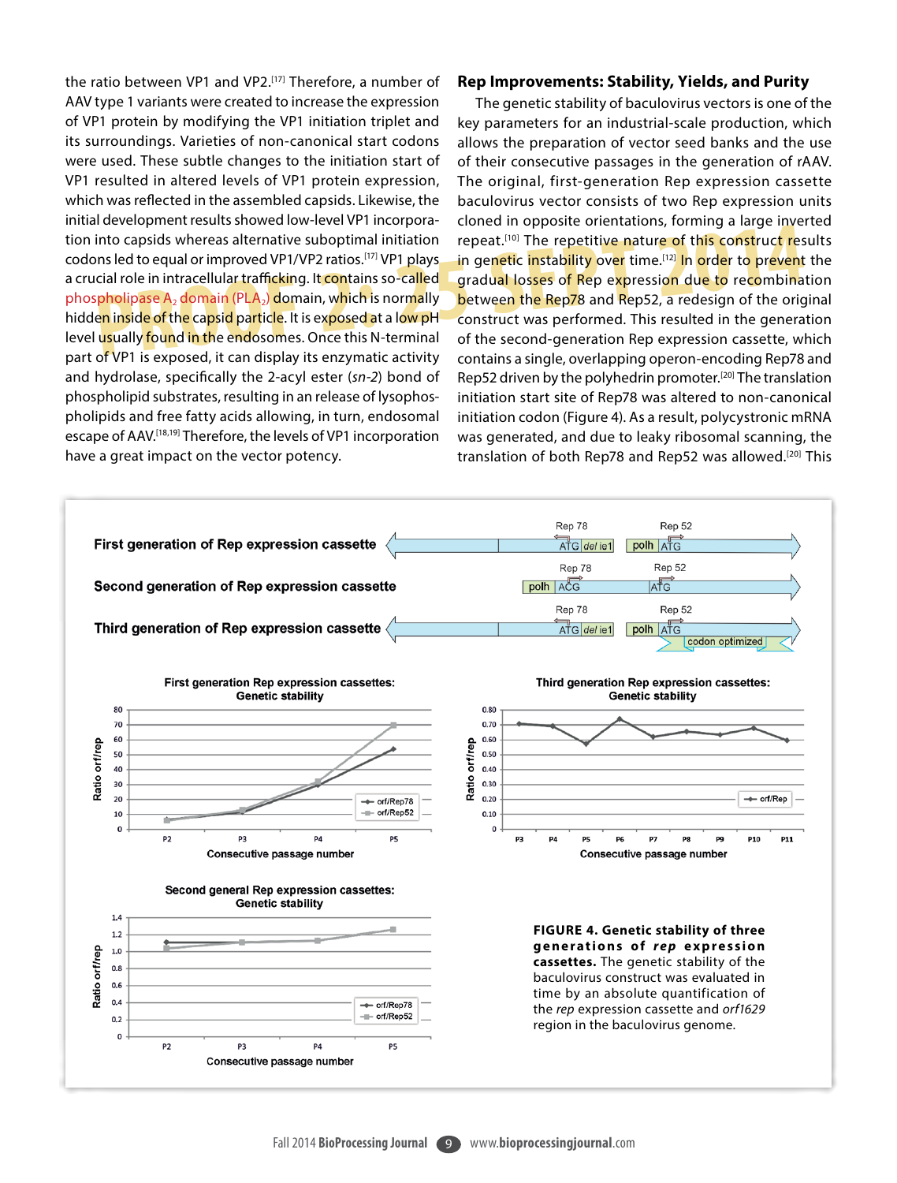the ratio between VP1 and VP2.[17] Therefore, a number of AAV type 1 variants were created to increase the expression of VP1 protein by modifying the VP1 initiation triplet and its surroundings. Varieties of non-canonical start codons were used. These subtle changes to the initiation start of VP1 resulted in altered levels of VP1 protein expression, which was reflected in the assembled capsids. Likewise, the initial development results showed low-level VP1 incorporation into capsids whereas alternative suboptimal initiation codons led to equal or improved VP1/VP2 ratios.[17] VP1 plays a crucial role in intracellular trafficking. It contains so-called phospholipase $A_2$ domain ($PLA_2$) domain, which is normally hidden inside of the capsid particle. It is exposed at a low pH level usually found in the endosomes. Once this N-terminal part of VP1 is exposed, it can display its enzymatic activity and hydrolase, specifically the 2-acyl ester (*sn-2*) bond of phospholipid substrates, resulting in an release of lysophospholipids and free fatty acids allowing, in turn, endosomal escape of AAV.[18,19] Therefore, the levels of VP1 incorporation have a great impact on the vector potency.

## Rep Improvements: Stability, Yields, and Purity

The genetic stability of baculovirus vectors is one of the key parameters for an industrial-scale production, which allows the preparation of vector seed banks and the use of their consecutive passages in the generation of rAAV. The original, first-generation Rep expression cassette baculovirus vector consists of two Rep expression units cloned in opposite orientations, forming a large inverted repeat.[10] The repetitive nature of this construct results in genetic instability over time.[12] In order to prevent the gradual losses of Rep expression due to recombination between the Rep78 and Rep52, a redesign of the original construct was performed. This resulted in the generation of the second-generation Rep expression cassette, which contains a single, overlapping operon-encoding Rep78 and Rep52 driven by the polyhedrin promoter.[20] The translation initiation start site of Rep78 was altered to non-canonical initiation codon (Figure 4). As a result, polycystronic mRNA was generated, and due to leaky ribosomal scanning, the translation of both Rep78 and Rep52 was allowed.[20] This

**FIGURE 4. Genetic stability of three generations of *rep* expression cassettes.** The genetic stability of the baculovirus construct was evaluated in time by an absolute quantification of the *rep* expression cassette and *orf1629* region in the baculovirus genome.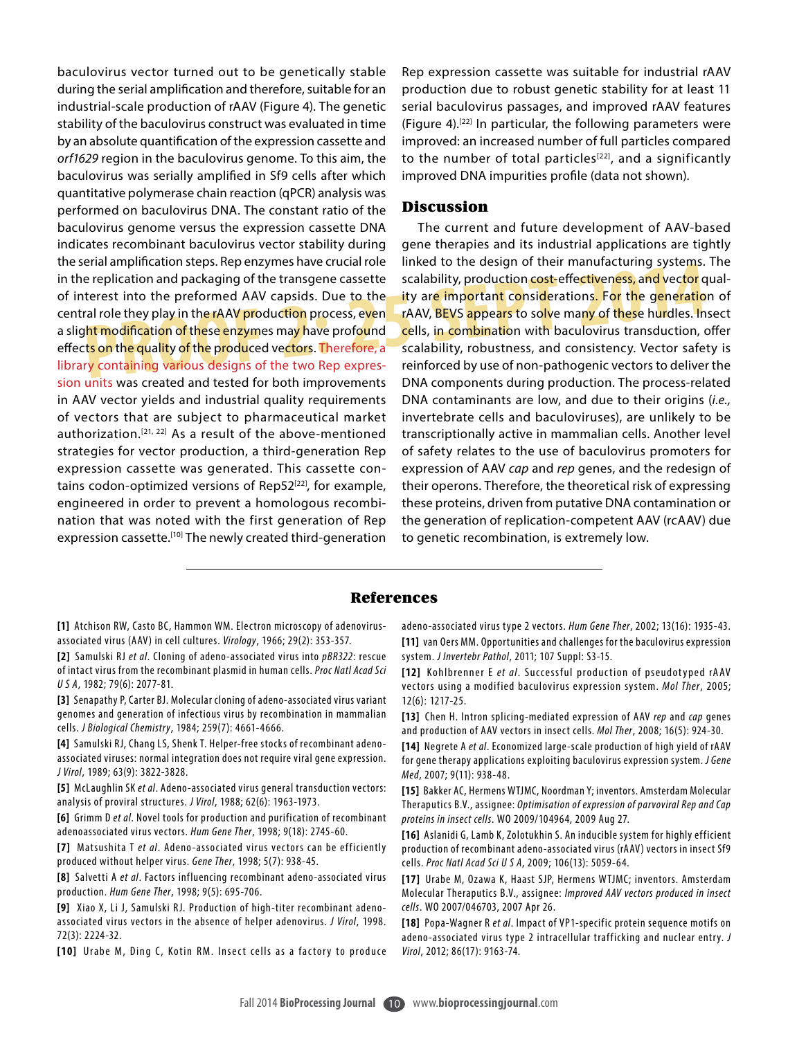baculovirus vector turned out to be genetically stable during the serial amplification and therefore, suitable for an industrial-scale production of rAAV (Figure 4). The genetic stability of the baculovirus construct was evaluated in time by an absolute quantification of the expression cassette and *orf1629* region in the baculovirus genome. To this aim, the baculovirus was serially amplified in Sf9 cells after which quantitative polymerase chain reaction (qPCR) analysis was performed on baculovirus DNA. The constant ratio of the baculovirus genome versus the expression cassette DNA indicates recombinant baculovirus vector stability during the serial amplification steps. Rep enzymes have crucial role in the replication and packaging of the transgene cassette of interest into the preformed AAV capsids. Due to the central role they play in the rAAV production process, even a slight modification of these enzymes may have profound effects on the quality of the produced vectors. Therefore, a library containing various designs of the two Rep expression units was created and tested for both improvements in AAV vector yields and industrial quality requirements of vectors that are subject to pharmaceutical market authorization.[21, 22] As a result of the above-mentioned strategies for vector production, a third-generation Rep expression cassette was generated. This cassette contains codon-optimized versions of Rep52[22], for example, engineered in order to prevent a homologous recombination that was noted with the first generation of Rep expression cassette.[10] The newly created third-generation Rep expression cassette was suitable for industrial rAAV production due to robust genetic stability for at least 11 serial baculovirus passages, and improved rAAV features (Figure 4).[22] In particular, the following parameters were improved: an increased number of full particles compared to the number of total particles[22], and a significantly improved DNA impurities profile (data not shown).

## Discussion

The current and future development of AAV-based gene therapies and its industrial applications are tightly linked to the design of their manufacturing systems. The scalability, production cost-effectiveness, and vector quality are important considerations. For the generation of rAAV, BEVS appears to solve many of these hurdles. Insect cells, in combination with baculovirus transduction, offer scalability, robustness, and consistency. Vector safety is reinforced by use of non-pathogenic vectors to deliver the DNA components during production. The process-related DNA contaminants are low, and due to their origins (*i.e.,* invertebrate cells and baculoviruses), are unlikely to be transcriptionally active in mammalian cells. Another level of safety relates to the use of baculovirus promoters for expression of AAV *cap* and *rep* genes, and the redesign of their operons. Therefore, the theoretical risk of expressing these proteins, driven from putative DNA contamination or the generation of replication-competent AAV (rcAAV) due to genetic recombination, is extremely low.

## References

**[1]** Atchison RW, Casto BC, Hammon WM. Electron microscopy of adenovirus-associated virus (AAV) in cell cultures. *Virology*, 1966; 29(2): 353-357.

**[2]** Samulski RJ *et al*. Cloning of adeno-associated virus into *pBR322*: rescue of intact virus from the recombinant plasmid in human cells. *Proc Natl Acad Sci U S A*, 1982; 79(6): 2077-81.

**[3]** Senapathy P, Carter BJ. Molecular cloning of adeno-associated virus variant genomes and generation of infectious virus by recombination in mammalian cells. *J Biological Chemistry*, 1984; 259(7): 4661-4666.

**[4]** Samulski RJ, Chang LS, Shenk T. Helper-free stocks of recombinant adeno-associated viruses: normal integration does not require viral gene expression. *J Virol*, 1989; 63(9): 3822-3828.

**[5]** McLaughlin SK *et al*. Adeno-associated virus general transduction vectors: analysis of proviral structures. *J Virol*, 1988; 62(6): 1963-1973.

**[6]** Grimm D *et al*. Novel tools for production and purification of recombinant adenoassociated virus vectors. *Hum Gene Ther*, 1998; 9(18): 2745-60.

**[7]** Matsushita T *et al*. Adeno-associated virus vectors can be efficiently produced without helper virus. *Gene Ther*, 1998; 5(7): 938-45.

**[8]** Salvetti A *et al*. Factors influencing recombinant adeno-associated virus production. *Hum Gene Ther*, 1998; 9(5): 695-706.

**[9]** Xiao X, Li J, Samulski RJ. Production of high-titer recombinant adeno-associated virus vectors in the absence of helper adenovirus. *J Virol*, 1998. 72(3): 2224-32.

**[10]** Urabe M, Ding C, Kotin RM. Insect cells as a factory to produce adeno-associated virus type 2 vectors. *Hum Gene Ther*, 2002; 13(16): 1935-43.

**[11]** van Oers MM. Opportunities and challenges for the baculovirus expression system. *J Invertebr Pathol*, 2011; 107 Suppl: S3-15.

**[12]** Kohlbrenner E *et al*. Successful production of pseudotyped rAAV vectors using a modified baculovirus expression system. *Mol Ther*, 2005; 12(6): 1217-25.

**[13]** Chen H. Intron splicing-mediated expression of AAV *rep* and *cap* genes and production of AAV vectors in insect cells. *Mol Ther*, 2008; 16(5): 924-30.

**[14]** Negrete A *et al*. Economized large-scale production of high yield of rAAV for gene therapy applications exploiting baculovirus expression system. *J Gene Med*, 2007; 9(11): 938-48.

**[15]** Bakker AC, Hermens WTJMC, Noordman Y; inventors. Amsterdam Molecular Theraputics B.V., assignee: *Optimisation of expression of parvoviral Rep and Cap proteins in insect cells*. WO 2009/104964, 2009 Aug 27.

**[16]** Aslanidi G, Lamb K, Zolotukhin S. An inducible system for highly efficient production of recombinant adeno-associated virus (rAAV) vectors in insect Sf9 cells. *Proc Natl Acad Sci U S A*, 2009; 106(13): 5059-64.

**[17]** Urabe M, Ozawa K, Haast SJP, Hermens WTJMC; inventors. Amsterdam Molecular Theraputics B.V., assignee: *Improved AAV vectors produced in insect cells*. WO 2007/046703, 2007 Apr 26.

**[18]** Popa-Wagner R *et al*. Impact of VP1-specific protein sequence motifs on adeno-associated virus type 2 intracellular trafficking and nuclear entry. *J Virol*, 2012; 86(17): 9163-74.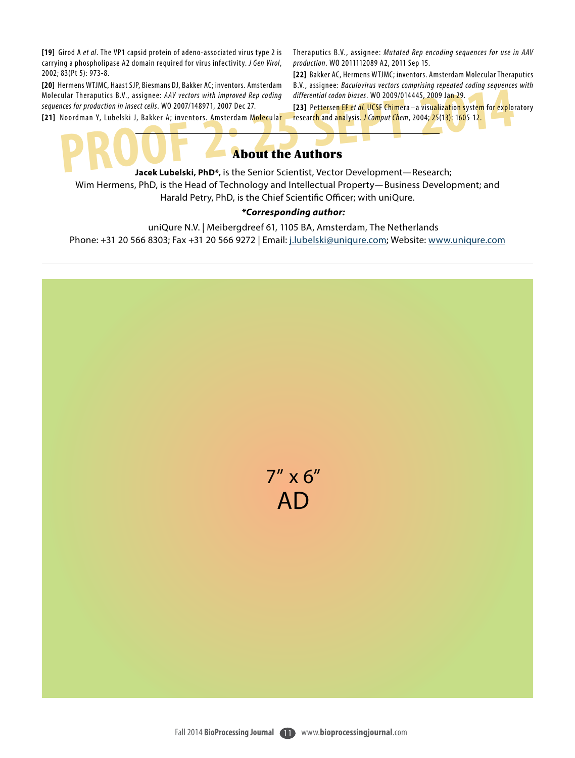**[19]** Girod A *et al*. The VP1 capsid protein of adeno-associated virus type 2 is carrying a phospholipase A2 domain required for virus infectivity. *J Gen Virol*, 2002; 83(Pt 5): 973-8.

**[20]** Hermens WTJMC, Haast SJP, Biesmans DJ, Bakker AC; inventors. Amsterdam Molecular Theraputics B.V., assignee: *AAV vectors with improved Rep coding sequences for production in insect cells*. WO 2007/148971, 2007 Dec 27.

**[21]** Noordman Y, Lubelski J, Bakker A; inventors. Amsterdam Molecular Theraputics B.V., assignee: *Mutated Rep encoding sequences for use in AAV production*. WO 2011112089 A2, 2011 Sep 15.

**[22]** Bakker AC, Hermens WTJMC; inventors. Amsterdam Molecular Theraputics B.V., assignee: *Baculovirus vectors comprising repeated coding sequences with differential codon biases*. WO 2009/014445, 2009 Jan 29.

**[23]** Pettersen EF *et al.* UCSF Chimera – a visualization system for exploratory research and analysis. *J Comput Chem*, 2004; 25(13): 1605-12.

PROOF 2: 25 SEPT 2014

## About the Authors

**Jacek Lubelski, PhD\*,** is the Senior Scientist, Vector Development—Research; Wim Hermens, PhD, is the Head of Technology and Intellectual Property—Business Development; and Harald Petry, PhD, is the Chief Scientific Officer; with uniQure.

***Corresponding author:***

uniQure N.V. | Meibergdreef 61, 1105 BA, Amsterdam, The Netherlands
Phone: +31 20 566 8303; Fax +31 20 566 9272 | Email: j.lubelski@uniqure.com; Website: www.uniqure.com

7″ x 6″
AD